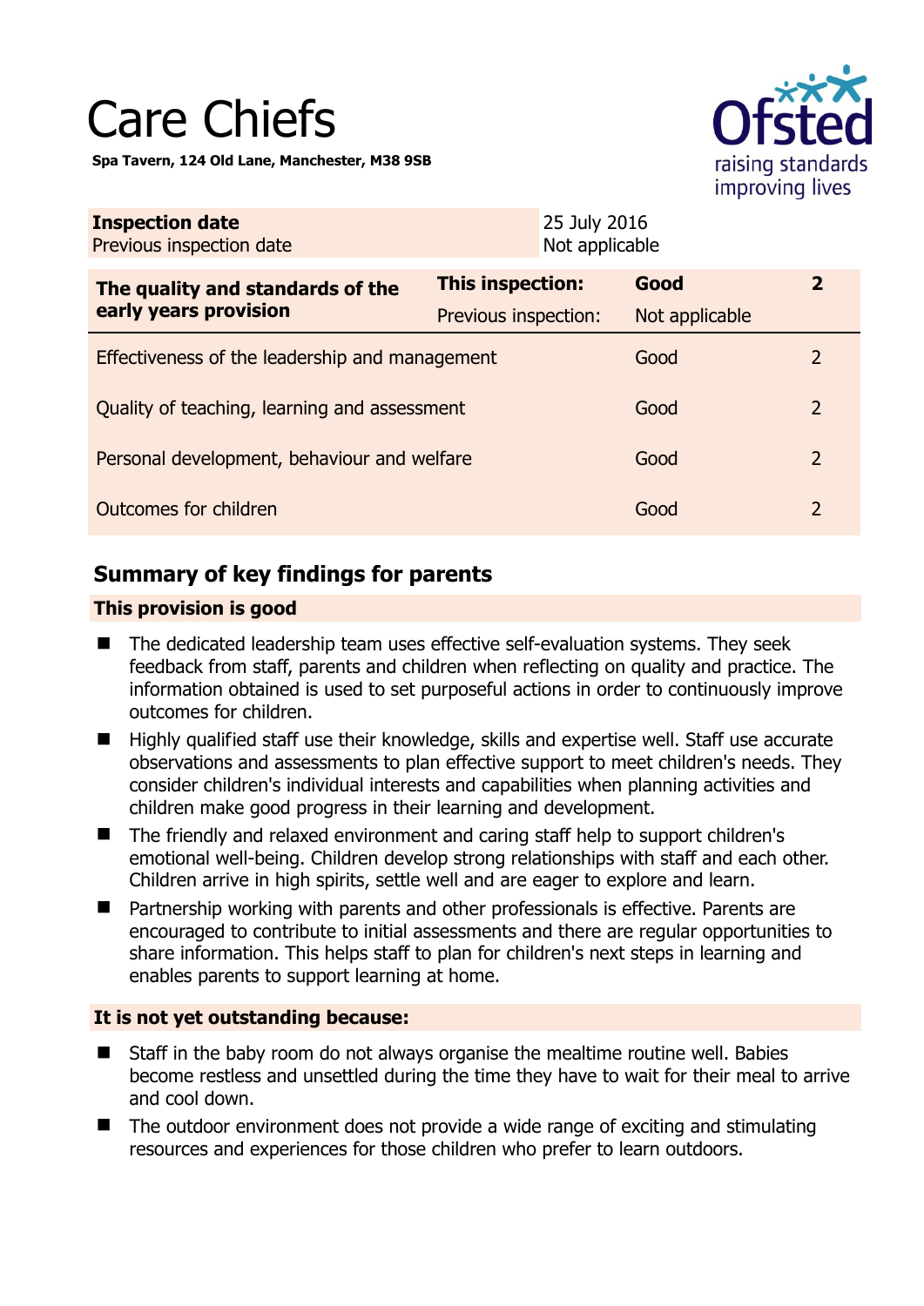# Care Chiefs

**Spa Tavern, 124 Old Lane, Manchester, M38 9SB**

| **Inspection date** | 25 July 2016 |
|---|---|
| Previous inspection date | Not applicable |

| **The quality and standards of the early years provision** | **This inspection:** | **Good** | **2** |
|---|---|---|---|
| | Previous inspection: | Not applicable | |
| Effectiveness of the leadership and management | | Good | 2 |
| Quality of teaching, learning and assessment | | Good | 2 |
| Personal development, behaviour and welfare | | Good | 2 |
| Outcomes for children | | Good | 2 |

## Summary of key findings for parents

### This provision is good

- The dedicated leadership team uses effective self-evaluation systems. They seek feedback from staff, parents and children when reflecting on quality and practice. The information obtained is used to set purposeful actions in order to continuously improve outcomes for children.
- Highly qualified staff use their knowledge, skills and expertise well. Staff use accurate observations and assessments to plan effective support to meet children's needs. They consider children's individual interests and capabilities when planning activities and children make good progress in their learning and development.
- The friendly and relaxed environment and caring staff help to support children's emotional well-being. Children develop strong relationships with staff and each other. Children arrive in high spirits, settle well and are eager to explore and learn.
- Partnership working with parents and other professionals is effective. Parents are encouraged to contribute to initial assessments and there are regular opportunities to share information. This helps staff to plan for children's next steps in learning and enables parents to support learning at home.

### It is not yet outstanding because:

- Staff in the baby room do not always organise the mealtime routine well. Babies become restless and unsettled during the time they have to wait for their meal to arrive and cool down.
- The outdoor environment does not provide a wide range of exciting and stimulating resources and experiences for those children who prefer to learn outdoors.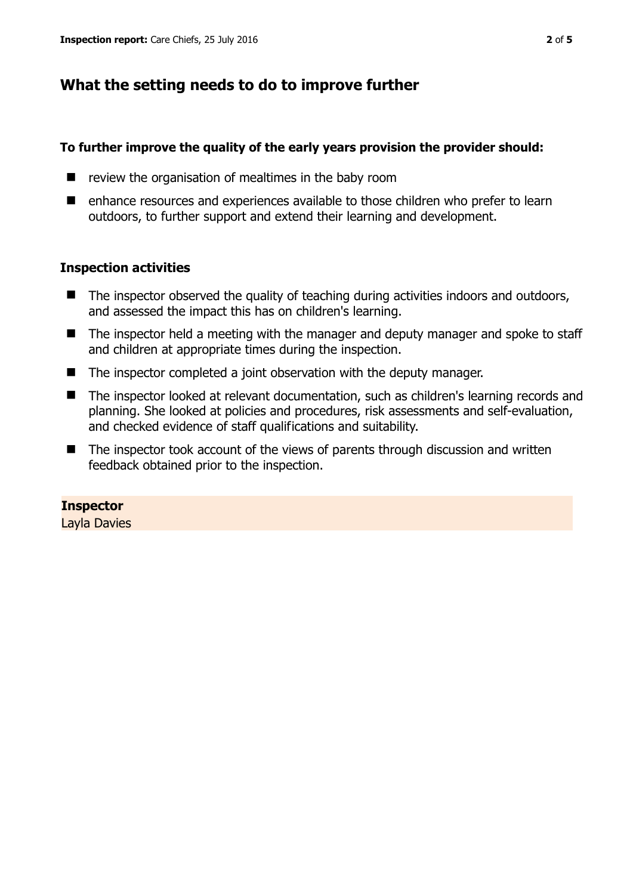## What the setting needs to do to improve further

**To further improve the quality of the early years provision the provider should:**

- review the organisation of mealtimes in the baby room
- enhance resources and experiences available to those children who prefer to learn outdoors, to further support and extend their learning and development.

### Inspection activities

- The inspector observed the quality of teaching during activities indoors and outdoors, and assessed the impact this has on children's learning.
- The inspector held a meeting with the manager and deputy manager and spoke to staff and children at appropriate times during the inspection.
- The inspector completed a joint observation with the deputy manager.
- The inspector looked at relevant documentation, such as children's learning records and planning. She looked at policies and procedures, risk assessments and self-evaluation, and checked evidence of staff qualifications and suitability.
- The inspector took account of the views of parents through discussion and written feedback obtained prior to the inspection.

**Inspector**
Layla Davies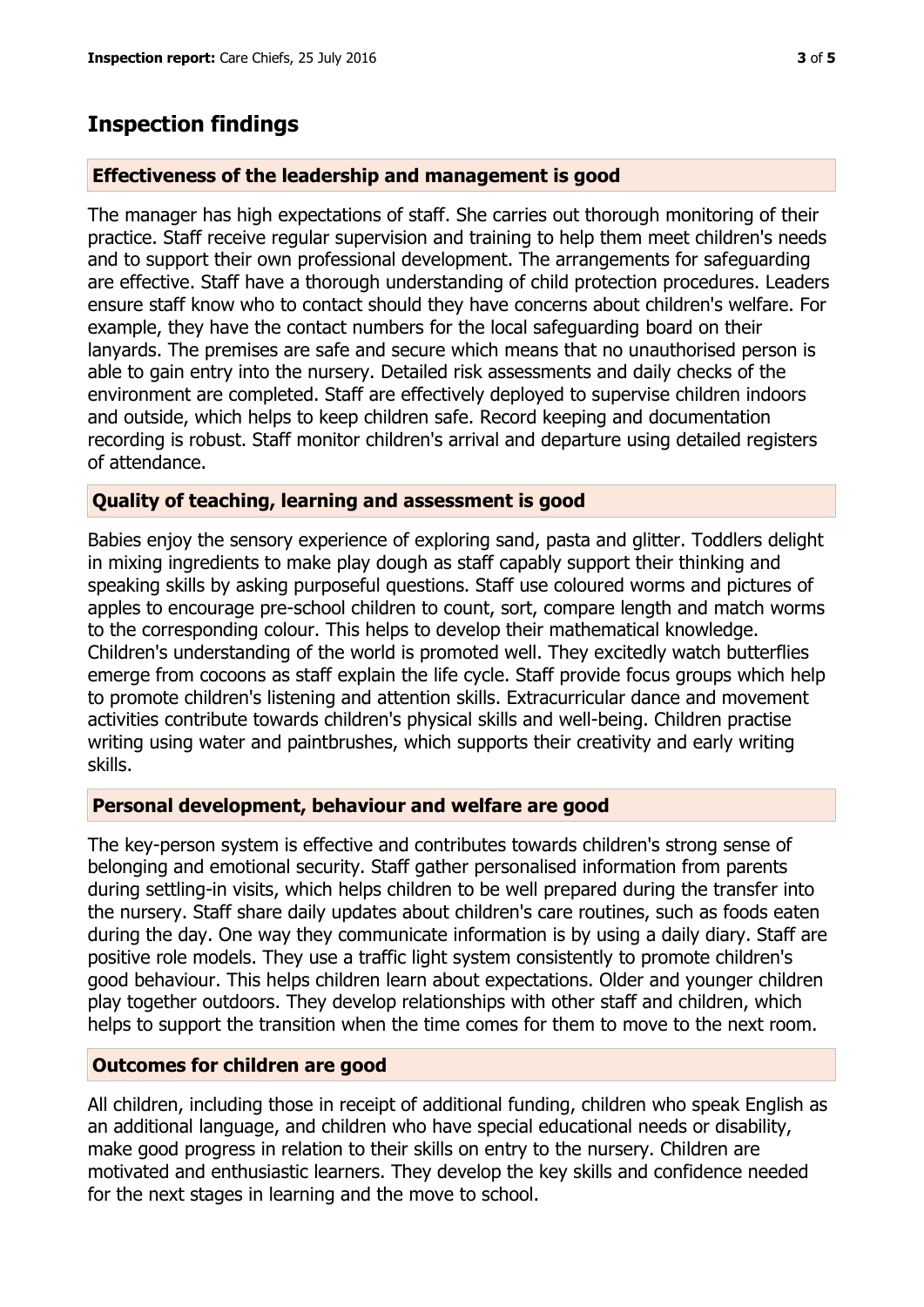## Inspection findings

### Effectiveness of the leadership and management is good

The manager has high expectations of staff. She carries out thorough monitoring of their practice. Staff receive regular supervision and training to help them meet children's needs and to support their own professional development. The arrangements for safeguarding are effective. Staff have a thorough understanding of child protection procedures. Leaders ensure staff know who to contact should they have concerns about children's welfare. For example, they have the contact numbers for the local safeguarding board on their lanyards. The premises are safe and secure which means that no unauthorised person is able to gain entry into the nursery. Detailed risk assessments and daily checks of the environment are completed. Staff are effectively deployed to supervise children indoors and outside, which helps to keep children safe. Record keeping and documentation recording is robust. Staff monitor children's arrival and departure using detailed registers of attendance.

### Quality of teaching, learning and assessment is good

Babies enjoy the sensory experience of exploring sand, pasta and glitter. Toddlers delight in mixing ingredients to make play dough as staff capably support their thinking and speaking skills by asking purposeful questions. Staff use coloured worms and pictures of apples to encourage pre-school children to count, sort, compare length and match worms to the corresponding colour. This helps to develop their mathematical knowledge. Children's understanding of the world is promoted well. They excitedly watch butterflies emerge from cocoons as staff explain the life cycle. Staff provide focus groups which help to promote children's listening and attention skills. Extracurricular dance and movement activities contribute towards children's physical skills and well-being. Children practise writing using water and paintbrushes, which supports their creativity and early writing skills.

### Personal development, behaviour and welfare are good

The key-person system is effective and contributes towards children's strong sense of belonging and emotional security. Staff gather personalised information from parents during settling-in visits, which helps children to be well prepared during the transfer into the nursery. Staff share daily updates about children's care routines, such as foods eaten during the day. One way they communicate information is by using a daily diary. Staff are positive role models. They use a traffic light system consistently to promote children's good behaviour. This helps children learn about expectations. Older and younger children play together outdoors. They develop relationships with other staff and children, which helps to support the transition when the time comes for them to move to the next room.

### Outcomes for children are good

All children, including those in receipt of additional funding, children who speak English as an additional language, and children who have special educational needs or disability, make good progress in relation to their skills on entry to the nursery. Children are motivated and enthusiastic learners. They develop the key skills and confidence needed for the next stages in learning and the move to school.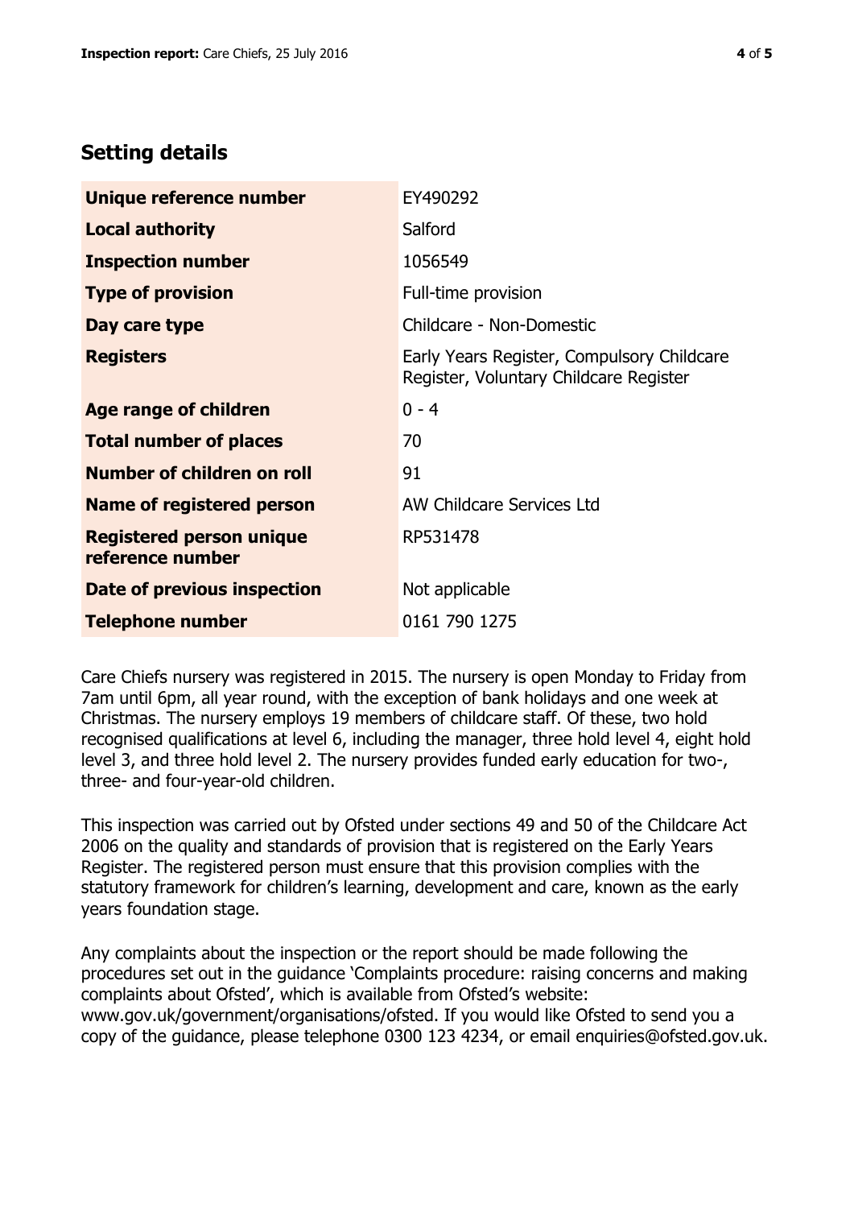## Setting details

| | |
|---|---|
| **Unique reference number** | EY490292 |
| **Local authority** | Salford |
| **Inspection number** | 1056549 |
| **Type of provision** | Full-time provision |
| **Day care type** | Childcare - Non-Domestic |
| **Registers** | Early Years Register, Compulsory Childcare Register, Voluntary Childcare Register |
| **Age range of children** | 0 - 4 |
| **Total number of places** | 70 |
| **Number of children on roll** | 91 |
| **Name of registered person** | AW Childcare Services Ltd |
| **Registered person unique reference number** | RP531478 |
| **Date of previous inspection** | Not applicable |
| **Telephone number** | 0161 790 1275 |

Care Chiefs nursery was registered in 2015. The nursery is open Monday to Friday from 7am until 6pm, all year round, with the exception of bank holidays and one week at Christmas. The nursery employs 19 members of childcare staff. Of these, two hold recognised qualifications at level 6, including the manager, three hold level 4, eight hold level 3, and three hold level 2. The nursery provides funded early education for two-, three- and four-year-old children.

This inspection was carried out by Ofsted under sections 49 and 50 of the Childcare Act 2006 on the quality and standards of provision that is registered on the Early Years Register. The registered person must ensure that this provision complies with the statutory framework for children's learning, development and care, known as the early years foundation stage.

Any complaints about the inspection or the report should be made following the procedures set out in the guidance 'Complaints procedure: raising concerns and making complaints about Ofsted', which is available from Ofsted's website: www.gov.uk/government/organisations/ofsted. If you would like Ofsted to send you a copy of the guidance, please telephone 0300 123 4234, or email enquiries@ofsted.gov.uk.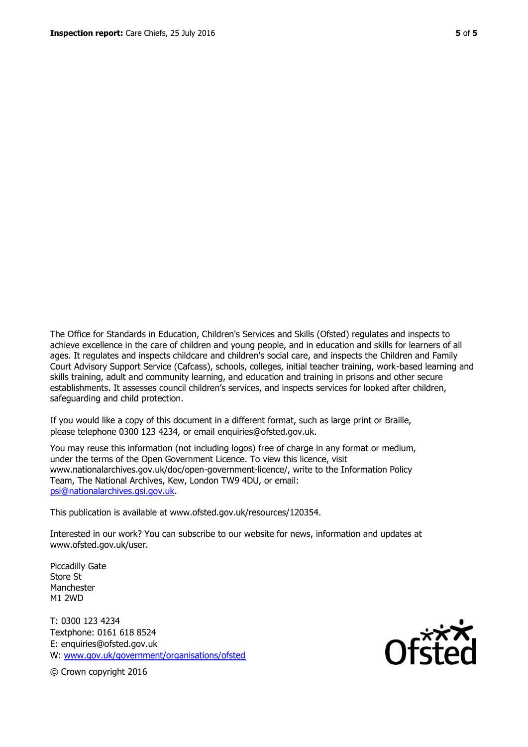The Office for Standards in Education, Children's Services and Skills (Ofsted) regulates and inspects to achieve excellence in the care of children and young people, and in education and skills for learners of all ages. It regulates and inspects childcare and children's social care, and inspects the Children and Family Court Advisory Support Service (Cafcass), schools, colleges, initial teacher training, work-based learning and skills training, adult and community learning, and education and training in prisons and other secure establishments. It assesses council children's services, and inspects services for looked after children, safeguarding and child protection.

If you would like a copy of this document in a different format, such as large print or Braille, please telephone 0300 123 4234, or email enquiries@ofsted.gov.uk.

You may reuse this information (not including logos) free of charge in any format or medium, under the terms of the Open Government Licence. To view this licence, visit www.nationalarchives.gov.uk/doc/open-government-licence/, write to the Information Policy Team, The National Archives, Kew, London TW9 4DU, or email: psi@nationalarchives.gsi.gov.uk.

This publication is available at www.ofsted.gov.uk/resources/120354.

Interested in our work? You can subscribe to our website for news, information and updates at www.ofsted.gov.uk/user.

Piccadilly Gate
Store St
Manchester
M1 2WD

T: 0300 123 4234
Textphone: 0161 618 8524
E: enquiries@ofsted.gov.uk
W: www.gov.uk/government/organisations/ofsted

© Crown copyright 2016